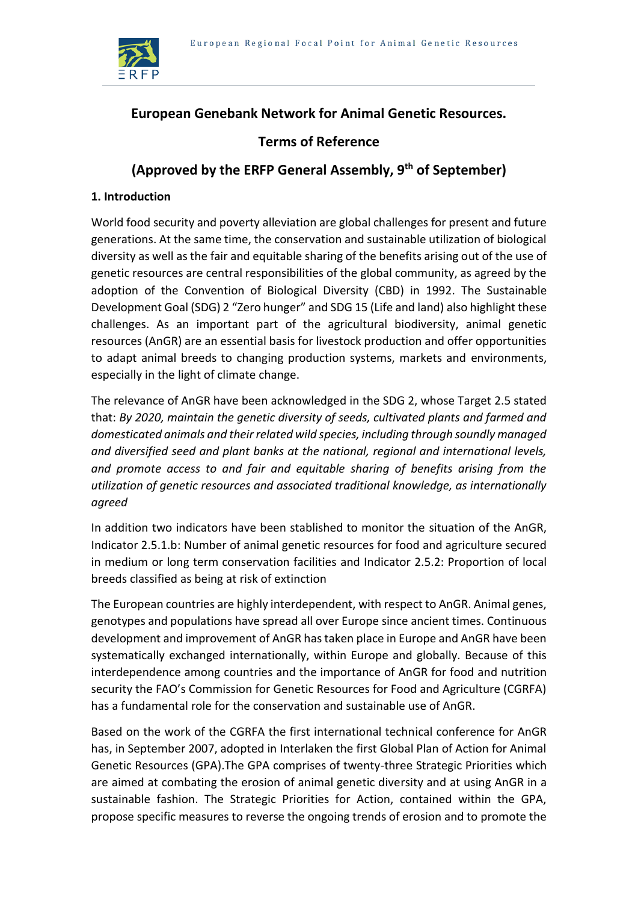# European Genebank Network for Animal Genetic Resources.

## Terms of Reference

## (Approved by the ERFP General Assembly, 9th of September)

### 1. Introduction

World food security and poverty alleviation are global challenges for present and future generations. At the same time, the conservation and sustainable utilization of biological diversity as well as the fair and equitable sharing of the benefits arising out of the use of genetic resources are central responsibilities of the global community, as agreed by the adoption of the Convention of Biological Diversity (CBD) in 1992. The Sustainable Development Goal (SDG) 2 "Zero hunger" and SDG 15 (Life and land) also highlight these challenges. As an important part of the agricultural biodiversity, animal genetic resources (AnGR) are an essential basis for livestock production and offer opportunities to adapt animal breeds to changing production systems, markets and environments, especially in the light of climate change.

The relevance of AnGR have been acknowledged in the SDG 2, whose Target 2.5 stated that: *By 2020, maintain the genetic diversity of seeds, cultivated plants and farmed and domesticated animals and their related wild species, including through soundly managed and diversified seed and plant banks at the national, regional and international levels, and promote access to and fair and equitable sharing of benefits arising from the utilization of genetic resources and associated traditional knowledge, as internationally agreed*

In addition two indicators have been stablished to monitor the situation of the AnGR, Indicator 2.5.1.b: Number of animal genetic resources for food and agriculture secured in medium or long term conservation facilities and Indicator 2.5.2: Proportion of local breeds classified as being at risk of extinction

The European countries are highly interdependent, with respect to AnGR. Animal genes, genotypes and populations have spread all over Europe since ancient times. Continuous development and improvement of AnGR has taken place in Europe and AnGR have been systematically exchanged internationally, within Europe and globally. Because of this interdependence among countries and the importance of AnGR for food and nutrition security the FAO's Commission for Genetic Resources for Food and Agriculture (CGRFA) has a fundamental role for the conservation and sustainable use of AnGR.

Based on the work of the CGRFA the first international technical conference for AnGR has, in September 2007, adopted in Interlaken the first Global Plan of Action for Animal Genetic Resources (GPA).The GPA comprises of twenty-three Strategic Priorities which are aimed at combating the erosion of animal genetic diversity and at using AnGR in a sustainable fashion. The Strategic Priorities for Action, contained within the GPA, propose specific measures to reverse the ongoing trends of erosion and to promote the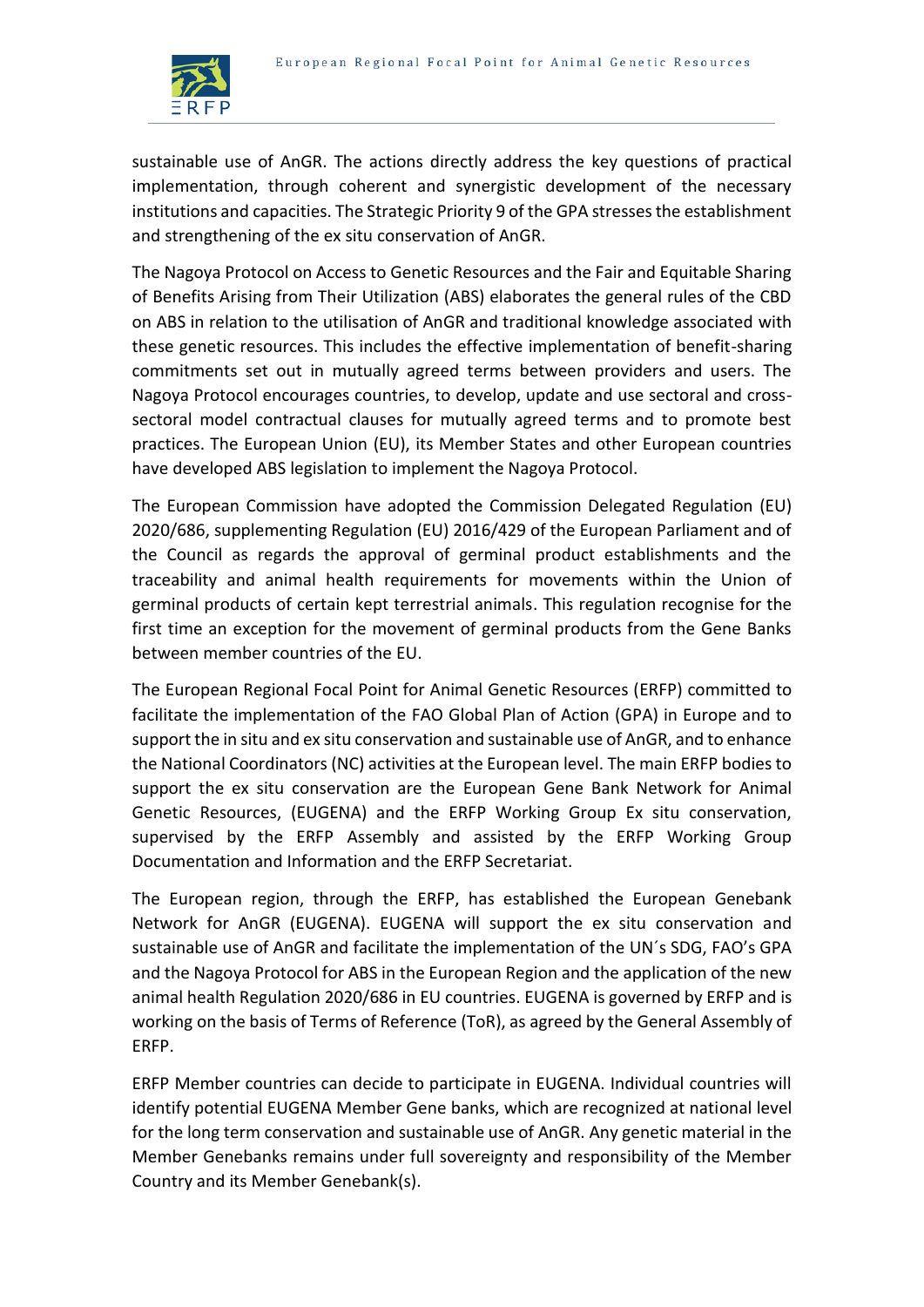sustainable use of AnGR. The actions directly address the key questions of practical implementation, through coherent and synergistic development of the necessary institutions and capacities. The Strategic Priority 9 of the GPA stresses the establishment and strengthening of the ex situ conservation of AnGR.

The Nagoya Protocol on Access to Genetic Resources and the Fair and Equitable Sharing of Benefits Arising from Their Utilization (ABS) elaborates the general rules of the CBD on ABS in relation to the utilisation of AnGR and traditional knowledge associated with these genetic resources. This includes the effective implementation of benefit-sharing commitments set out in mutually agreed terms between providers and users. The Nagoya Protocol encourages countries, to develop, update and use sectoral and cross-sectoral model contractual clauses for mutually agreed terms and to promote best practices. The European Union (EU), its Member States and other European countries have developed ABS legislation to implement the Nagoya Protocol.

The European Commission have adopted the Commission Delegated Regulation (EU) 2020/686, supplementing Regulation (EU) 2016/429 of the European Parliament and of the Council as regards the approval of germinal product establishments and the traceability and animal health requirements for movements within the Union of germinal products of certain kept terrestrial animals. This regulation recognise for the first time an exception for the movement of germinal products from the Gene Banks between member countries of the EU.

The European Regional Focal Point for Animal Genetic Resources (ERFP) committed to facilitate the implementation of the FAO Global Plan of Action (GPA) in Europe and to support the in situ and ex situ conservation and sustainable use of AnGR, and to enhance the National Coordinators (NC) activities at the European level. The main ERFP bodies to support the ex situ conservation are the European Gene Bank Network for Animal Genetic Resources, (EUGENA) and the ERFP Working Group Ex situ conservation, supervised by the ERFP Assembly and assisted by the ERFP Working Group Documentation and Information and the ERFP Secretariat.

The European region, through the ERFP, has established the European Genebank Network for AnGR (EUGENA). EUGENA will support the ex situ conservation and sustainable use of AnGR and facilitate the implementation of the UN´s SDG, FAO's GPA and the Nagoya Protocol for ABS in the European Region and the application of the new animal health Regulation 2020/686 in EU countries. EUGENA is governed by ERFP and is working on the basis of Terms of Reference (ToR), as agreed by the General Assembly of ERFP.

ERFP Member countries can decide to participate in EUGENA. Individual countries will identify potential EUGENA Member Gene banks, which are recognized at national level for the long term conservation and sustainable use of AnGR. Any genetic material in the Member Genebanks remains under full sovereignty and responsibility of the Member Country and its Member Genebank(s).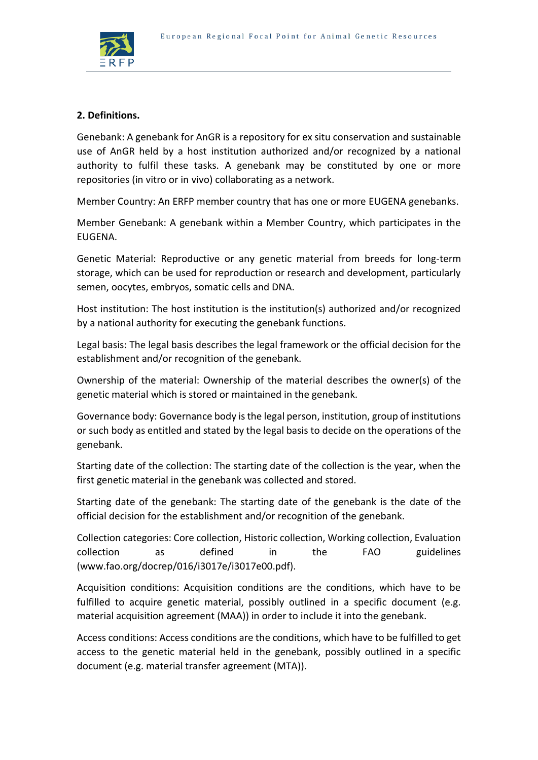**2. Definitions.**

Genebank: A genebank for AnGR is a repository for ex situ conservation and sustainable use of AnGR held by a host institution authorized and/or recognized by a national authority to fulfil these tasks. A genebank may be constituted by one or more repositories (in vitro or in vivo) collaborating as a network.

Member Country: An ERFP member country that has one or more EUGENA genebanks.

Member Genebank: A genebank within a Member Country, which participates in the EUGENA.

Genetic Material: Reproductive or any genetic material from breeds for long-term storage, which can be used for reproduction or research and development, particularly semen, oocytes, embryos, somatic cells and DNA.

Host institution: The host institution is the institution(s) authorized and/or recognized by a national authority for executing the genebank functions.

Legal basis: The legal basis describes the legal framework or the official decision for the establishment and/or recognition of the genebank.

Ownership of the material: Ownership of the material describes the owner(s) of the genetic material which is stored or maintained in the genebank.

Governance body: Governance body is the legal person, institution, group of institutions or such body as entitled and stated by the legal basis to decide on the operations of the genebank.

Starting date of the collection: The starting date of the collection is the year, when the first genetic material in the genebank was collected and stored.

Starting date of the genebank: The starting date of the genebank is the date of the official decision for the establishment and/or recognition of the genebank.

Collection categories: Core collection, Historic collection, Working collection, Evaluation collection as defined in the FAO guidelines (www.fao.org/docrep/016/i3017e/i3017e00.pdf).

Acquisition conditions: Acquisition conditions are the conditions, which have to be fulfilled to acquire genetic material, possibly outlined in a specific document (e.g. material acquisition agreement (MAA)) in order to include it into the genebank.

Access conditions: Access conditions are the conditions, which have to be fulfilled to get access to the genetic material held in the genebank, possibly outlined in a specific document (e.g. material transfer agreement (MTA)).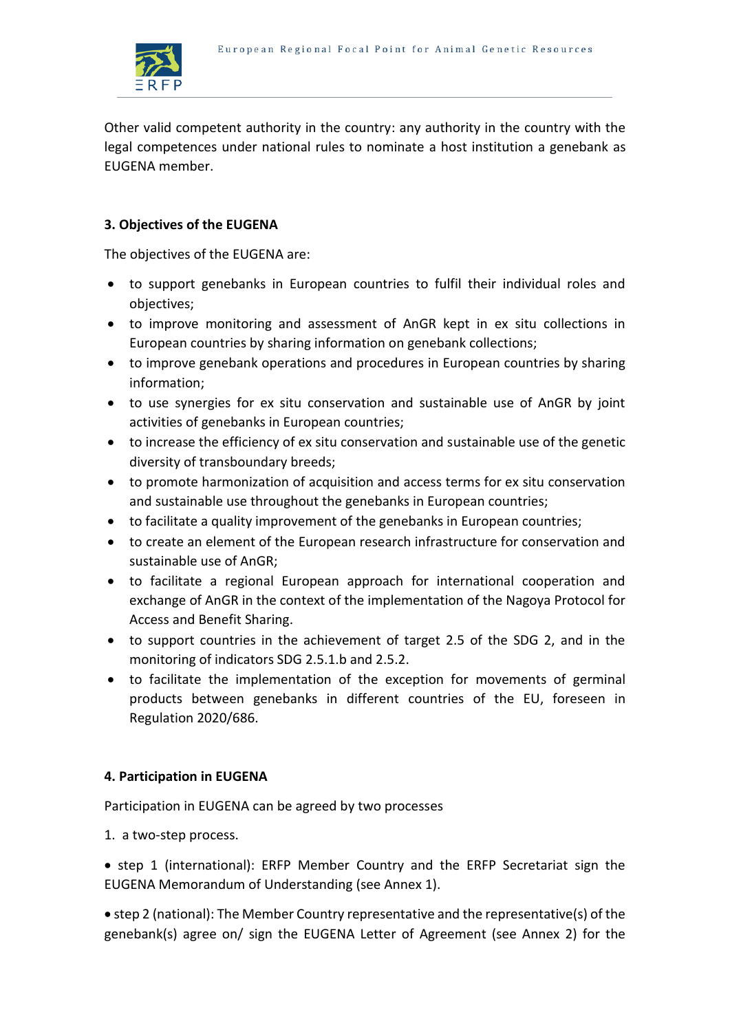Other valid competent authority in the country: any authority in the country with the legal competences under national rules to nominate a host institution a genebank as EUGENA member.

### 3. Objectives of the EUGENA

The objectives of the EUGENA are:

- to support genebanks in European countries to fulfil their individual roles and objectives;
- to improve monitoring and assessment of AnGR kept in ex situ collections in European countries by sharing information on genebank collections;
- to improve genebank operations and procedures in European countries by sharing information;
- to use synergies for ex situ conservation and sustainable use of AnGR by joint activities of genebanks in European countries;
- to increase the efficiency of ex situ conservation and sustainable use of the genetic diversity of transboundary breeds;
- to promote harmonization of acquisition and access terms for ex situ conservation and sustainable use throughout the genebanks in European countries;
- to facilitate a quality improvement of the genebanks in European countries;
- to create an element of the European research infrastructure for conservation and sustainable use of AnGR;
- to facilitate a regional European approach for international cooperation and exchange of AnGR in the context of the implementation of the Nagoya Protocol for Access and Benefit Sharing.
- to support countries in the achievement of target 2.5 of the SDG 2, and in the monitoring of indicators SDG 2.5.1.b and 2.5.2.
- to facilitate the implementation of the exception for movements of germinal products between genebanks in different countries of the EU, foreseen in Regulation 2020/686.

### 4. Participation in EUGENA

Participation in EUGENA can be agreed by two processes

1. a two-step process.

• step 1 (international): ERFP Member Country and the ERFP Secretariat sign the EUGENA Memorandum of Understanding (see Annex 1).

• step 2 (national): The Member Country representative and the representative(s) of the genebank(s) agree on/ sign the EUGENA Letter of Agreement (see Annex 2) for the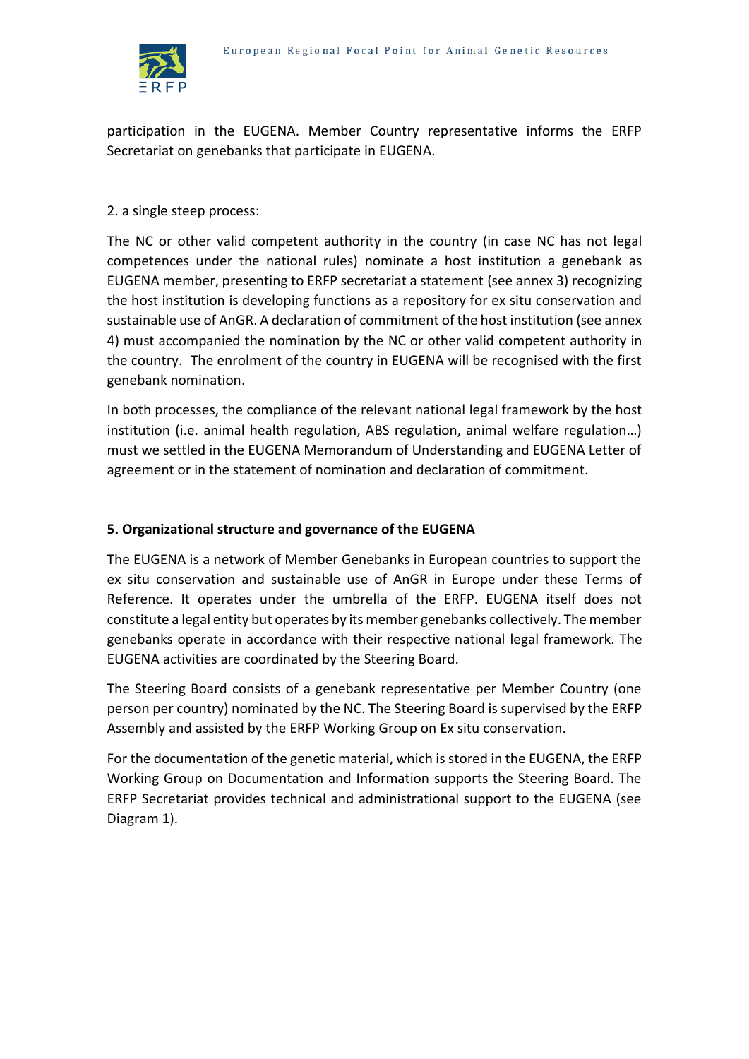participation in the EUGENA. Member Country representative informs the ERFP Secretariat on genebanks that participate in EUGENA.

2. a single steep process:

The NC or other valid competent authority in the country (in case NC has not legal competences under the national rules) nominate a host institution a genebank as EUGENA member, presenting to ERFP secretariat a statement (see annex 3) recognizing the host institution is developing functions as a repository for ex situ conservation and sustainable use of AnGR. A declaration of commitment of the host institution (see annex 4) must accompanied the nomination by the NC or other valid competent authority in the country. The enrolment of the country in EUGENA will be recognised with the first genebank nomination.

In both processes, the compliance of the relevant national legal framework by the host institution (i.e. animal health regulation, ABS regulation, animal welfare regulation…) must we settled in the EUGENA Memorandum of Understanding and EUGENA Letter of agreement or in the statement of nomination and declaration of commitment.

## 5. Organizational structure and governance of the EUGENA

The EUGENA is a network of Member Genebanks in European countries to support the ex situ conservation and sustainable use of AnGR in Europe under these Terms of Reference. It operates under the umbrella of the ERFP. EUGENA itself does not constitute a legal entity but operates by its member genebanks collectively. The member genebanks operate in accordance with their respective national legal framework. The EUGENA activities are coordinated by the Steering Board.

The Steering Board consists of a genebank representative per Member Country (one person per country) nominated by the NC. The Steering Board is supervised by the ERFP Assembly and assisted by the ERFP Working Group on Ex situ conservation.

For the documentation of the genetic material, which is stored in the EUGENA, the ERFP Working Group on Documentation and Information supports the Steering Board. The ERFP Secretariat provides technical and administrational support to the EUGENA (see Diagram 1).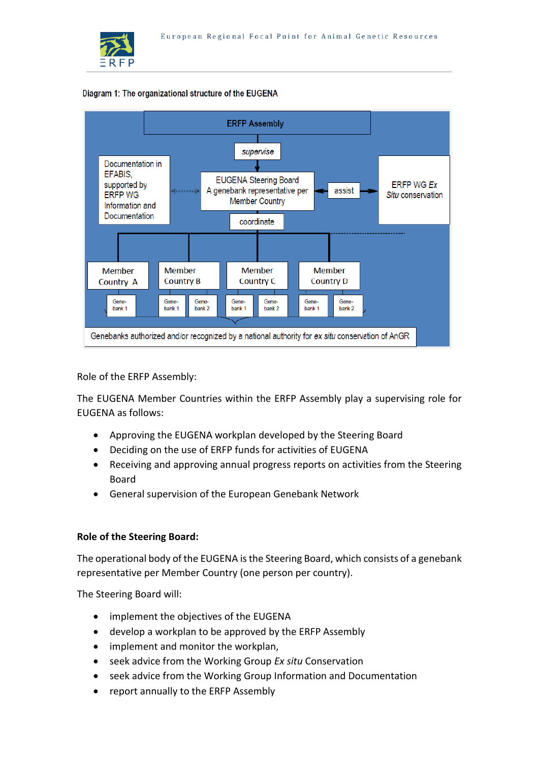Diagram 1: The organizational structure of the EUGENA

ERFP Assembly

*supervise*

Documentation in EFABIS, supported by ERFP WG Information and Documentation

EUGENA Steering Board
A genebank representative per Member Country

assist

ERFP WG *Ex Situ* conservation

coordinate

Member Country A | Member Country B | Member Country C | Member Country D

Gene-bank 1 | Gene-bank 1 | Gene-bank 2 | Gene-bank 1 | Gene-bank 2 | Gene-bank 1 | Gene-bank 2

Genebanks authorized and/or recognized by a national authority for *ex situ* conservation of AnGR

Role of the ERFP Assembly:

The EUGENA Member Countries within the ERFP Assembly play a supervising role for EUGENA as follows:

- Approving the EUGENA workplan developed by the Steering Board
- Deciding on the use of ERFP funds for activities of EUGENA
- Receiving and approving annual progress reports on activities from the Steering Board
- General supervision of the European Genebank Network

**Role of the Steering Board:**

The operational body of the EUGENA is the Steering Board, which consists of a genebank representative per Member Country (one person per country).

The Steering Board will:

- implement the objectives of the EUGENA
- develop a workplan to be approved by the ERFP Assembly
- implement and monitor the workplan,
- seek advice from the Working Group *Ex situ* Conservation
- seek advice from the Working Group Information and Documentation
- report annually to the ERFP Assembly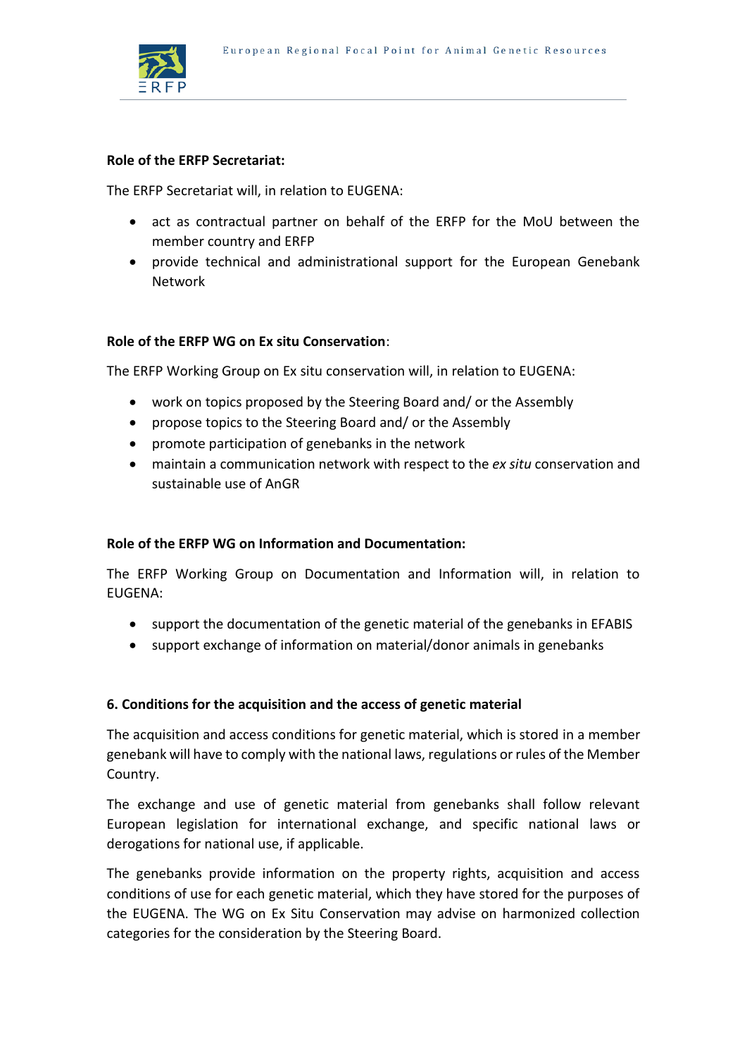**Role of the ERFP Secretariat:**

The ERFP Secretariat will, in relation to EUGENA:

- act as contractual partner on behalf of the ERFP for the MoU between the member country and ERFP
- provide technical and administrational support for the European Genebank Network

**Role of the ERFP WG on Ex situ Conservation**:

The ERFP Working Group on Ex situ conservation will, in relation to EUGENA:

- work on topics proposed by the Steering Board and/ or the Assembly
- propose topics to the Steering Board and/ or the Assembly
- promote participation of genebanks in the network
- maintain a communication network with respect to the *ex situ* conservation and sustainable use of AnGR

**Role of the ERFP WG on Information and Documentation:**

The ERFP Working Group on Documentation and Information will, in relation to EUGENA:

- support the documentation of the genetic material of the genebanks in EFABIS
- support exchange of information on material/donor animals in genebanks

**6. Conditions for the acquisition and the access of genetic material**

The acquisition and access conditions for genetic material, which is stored in a member genebank will have to comply with the national laws, regulations or rules of the Member Country.

The exchange and use of genetic material from genebanks shall follow relevant European legislation for international exchange, and specific national laws or derogations for national use, if applicable.

The genebanks provide information on the property rights, acquisition and access conditions of use for each genetic material, which they have stored for the purposes of the EUGENA. The WG on Ex Situ Conservation may advise on harmonized collection categories for the consideration by the Steering Board.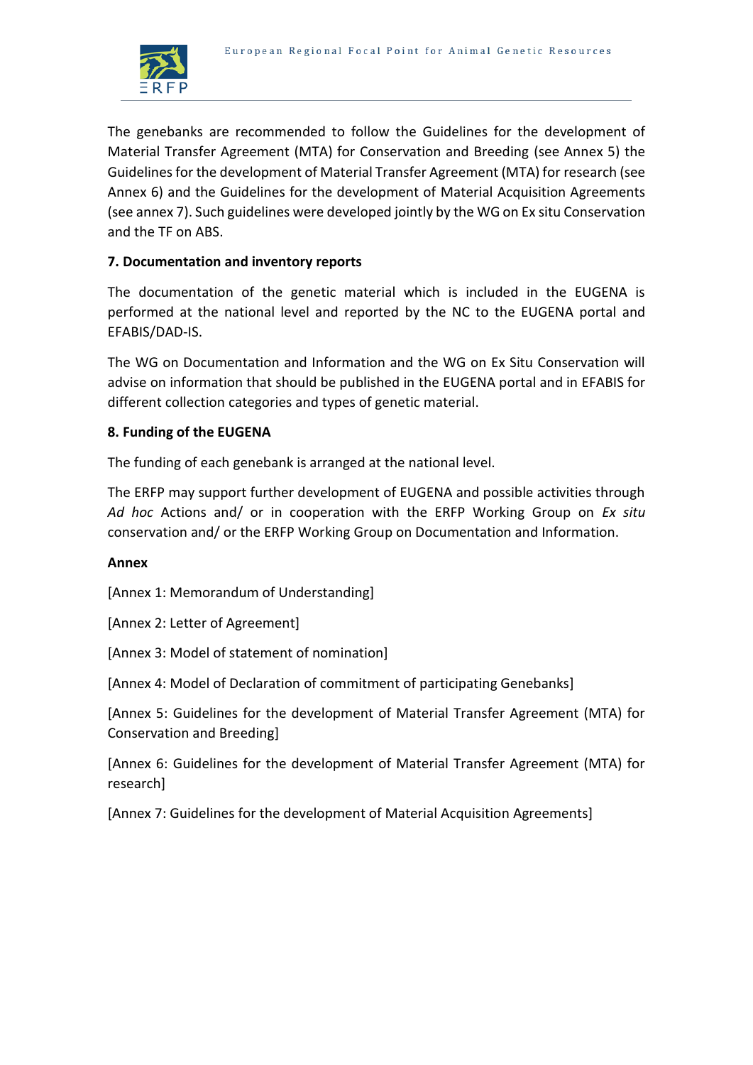The genebanks are recommended to follow the Guidelines for the development of Material Transfer Agreement (MTA) for Conservation and Breeding (see Annex 5) the Guidelines for the development of Material Transfer Agreement (MTA) for research (see Annex 6) and the Guidelines for the development of Material Acquisition Agreements (see annex 7). Such guidelines were developed jointly by the WG on Ex situ Conservation and the TF on ABS.

**7. Documentation and inventory reports**

The documentation of the genetic material which is included in the EUGENA is performed at the national level and reported by the NC to the EUGENA portal and EFABIS/DAD-IS.

The WG on Documentation and Information and the WG on Ex Situ Conservation will advise on information that should be published in the EUGENA portal and in EFABIS for different collection categories and types of genetic material.

**8. Funding of the EUGENA**

The funding of each genebank is arranged at the national level.

The ERFP may support further development of EUGENA and possible activities through *Ad hoc* Actions and/ or in cooperation with the ERFP Working Group on *Ex situ* conservation and/ or the ERFP Working Group on Documentation and Information.

**Annex**

[Annex 1: Memorandum of Understanding]

[Annex 2: Letter of Agreement]

[Annex 3: Model of statement of nomination]

[Annex 4: Model of Declaration of commitment of participating Genebanks]

[Annex 5: Guidelines for the development of Material Transfer Agreement (MTA) for Conservation and Breeding]

[Annex 6: Guidelines for the development of Material Transfer Agreement (MTA) for research]

[Annex 7: Guidelines for the development of Material Acquisition Agreements]